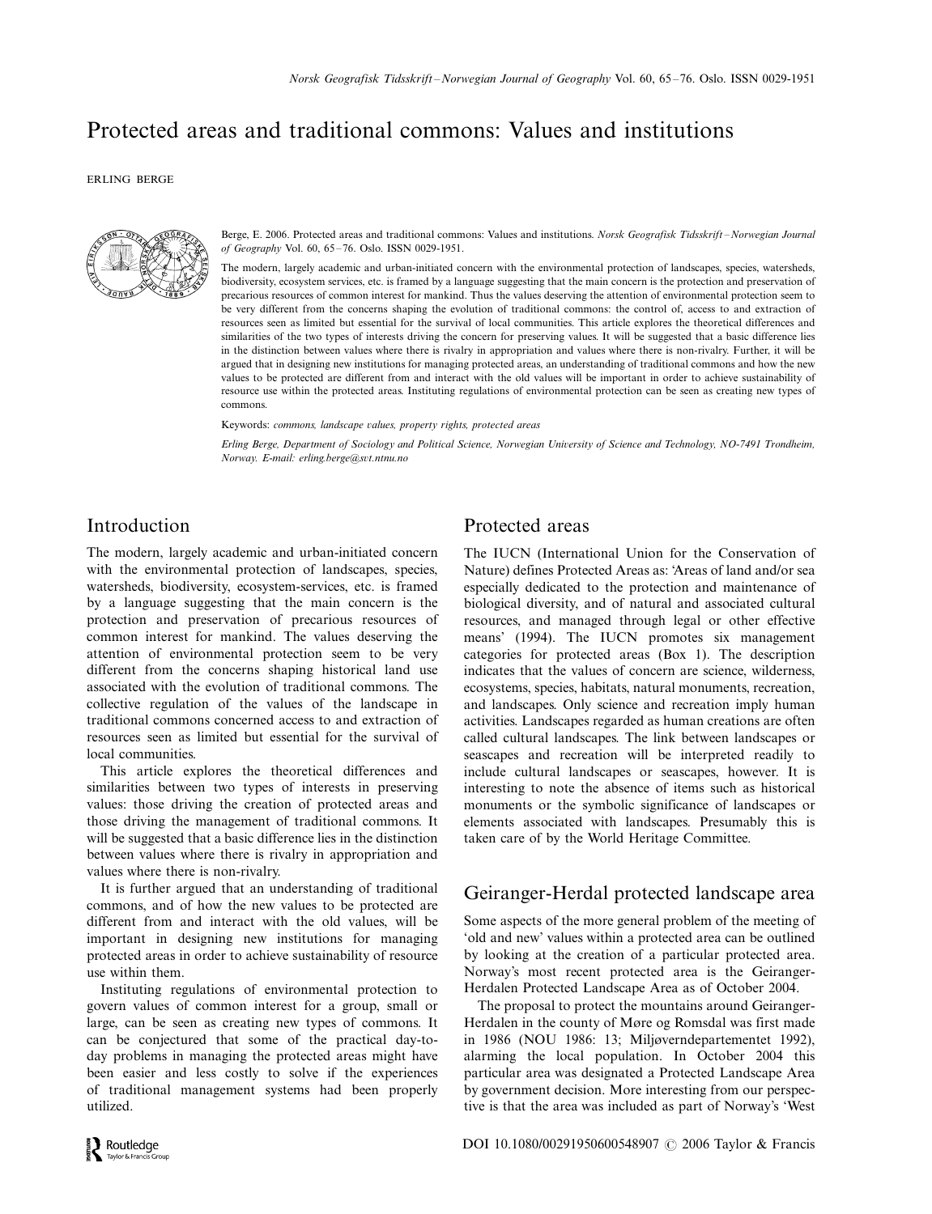# Protected areas and traditional commons: Values and institutions

ERLING BERGE

Berge, E. 2006. Protected areas and traditional commons: Values and institutions. *Norsk Geografisk Tidsskrift–Norwegian Journal of Geography* Vol. 60, 65–76. Oslo. ISSN 0029-1951.

The modern, largely academic and urban-initiated concern with the environmental protection of landscapes, species, watersheds, biodiversity, ecosystem services, etc. is framed by a language suggesting that the main concern is the protection and preservation of precarious resources of common interest for mankind. Thus the values deserving the attention of environmental protection seem to be very different from the concerns shaping the evolution of traditional commons: the control of, access to and extraction of resources seen as limited but essential for the survival of local communities. This article explores the theoretical differences and similarities of the two types of interests driving the concern for preserving values. It will be suggested that a basic difference lies in the distinction between values where there is rivalry in appropriation and values where there is non-rivalry. Further, it will be argued that in designing new institutions for managing protected areas, an understanding of traditional commons and how the new values to be protected are different from and interact with the old values will be important in order to achieve sustainability of resource use within the protected areas. Instituting regulations of environmental protection can be seen as creating new types of commons.

Keywords: *commons, landscape values, property rights, protected areas*

*Erling Berge, Department of Sociology and Political Science, Norwegian University of Science and Technology, NO-7491 Trondheim, Norway. E-mail: erling.berge@svt.ntnu.no*

## Introduction

The modern, largely academic and urban-initiated concern with the environmental protection of landscapes, species, watersheds, biodiversity, ecosystem-services, etc. is framed by a language suggesting that the main concern is the protection and preservation of precarious resources of common interest for mankind. The values deserving the attention of environmental protection seem to be very different from the concerns shaping historical land use associated with the evolution of traditional commons. The collective regulation of the values of the landscape in traditional commons concerned access to and extraction of resources seen as limited but essential for the survival of local communities.

This article explores the theoretical differences and similarities between two types of interests in preserving values: those driving the creation of protected areas and those driving the management of traditional commons. It will be suggested that a basic difference lies in the distinction between values where there is rivalry in appropriation and values where there is non-rivalry.

It is further argued that an understanding of traditional commons, and of how the new values to be protected are different from and interact with the old values, will be important in designing new institutions for managing protected areas in order to achieve sustainability of resource use within them.

Instituting regulations of environmental protection to govern values of common interest for a group, small or large, can be seen as creating new types of commons. It can be conjectured that some of the practical day-to-day problems in managing the protected areas might have been easier and less costly to solve if the experiences of traditional management systems had been properly utilized.

## Protected areas

The IUCN (International Union for the Conservation of Nature) defines Protected Areas as: 'Areas of land and/or sea especially dedicated to the protection and maintenance of biological diversity, and of natural and associated cultural resources, and managed through legal or other effective means' (1994). The IUCN promotes six management categories for protected areas (Box 1). The description indicates that the values of concern are science, wilderness, ecosystems, species, habitats, natural monuments, recreation, and landscapes. Only science and recreation imply human activities. Landscapes regarded as human creations are often called cultural landscapes. The link between landscapes or seascapes and recreation will be interpreted readily to include cultural landscapes or seascapes, however. It is interesting to note the absence of items such as historical monuments or the symbolic significance of landscapes or elements associated with landscapes. Presumably this is taken care of by the World Heritage Committee.

## Geiranger-Herdal protected landscape area

Some aspects of the more general problem of the meeting of 'old and new' values within a protected area can be outlined by looking at the creation of a particular protected area. Norway's most recent protected area is the Geiranger-Herdalen Protected Landscape Area as of October 2004.

The proposal to protect the mountains around Geiranger-Herdalen in the county of Møre og Romsdal was first made in 1986 (NOU 1986: 13; Miljøverndepartementet 1992), alarming the local population. In October 2004 this particular area was designated a Protected Landscape Area by government decision. More interesting from our perspective is that the area was included as part of Norway's 'West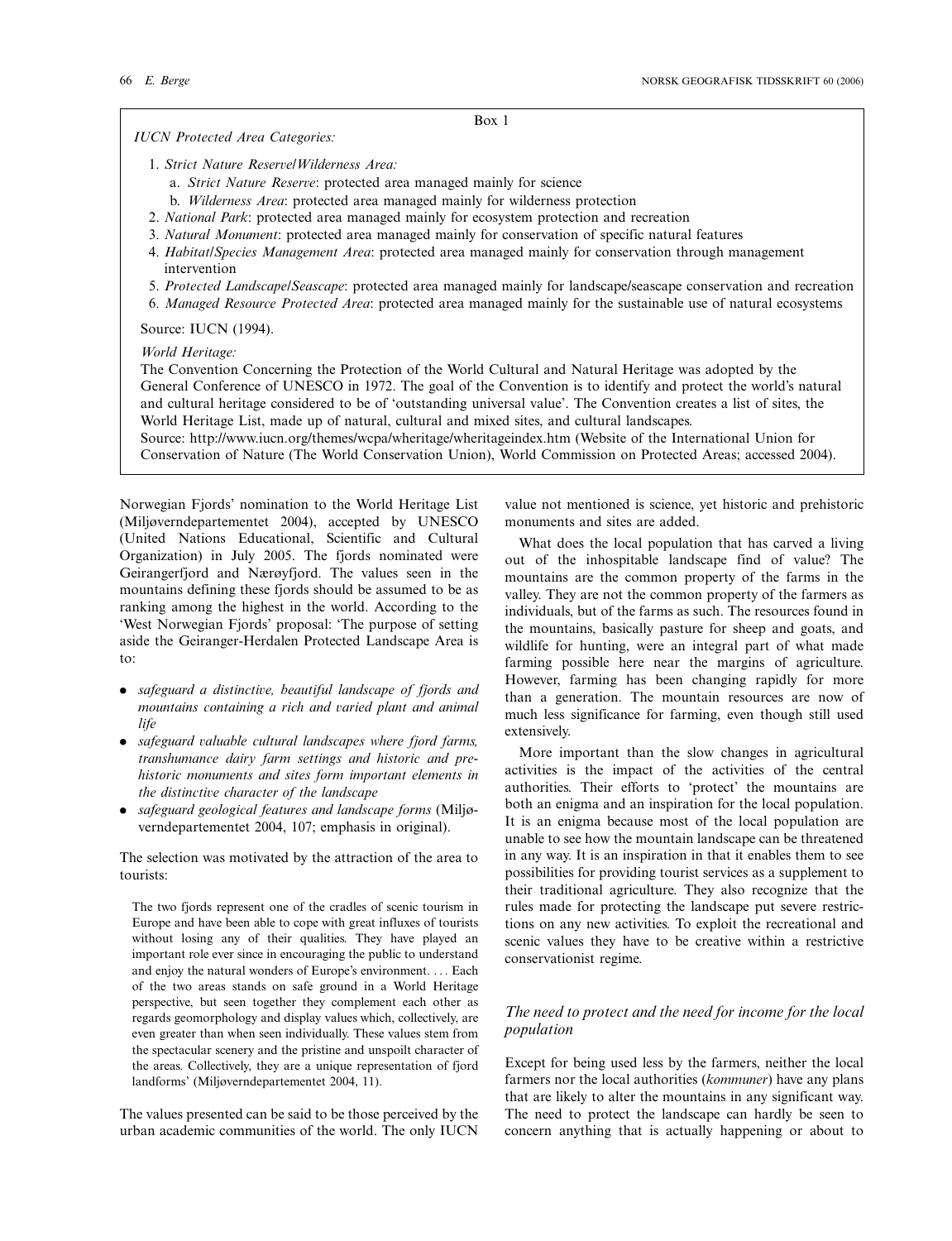Box 1

*IUCN Protected Area Categories:*

1. *Strict Nature Reserve/Wilderness Area:*
   a. *Strict Nature Reserve*: protected area managed mainly for science
   b. *Wilderness Area*: protected area managed mainly for wilderness protection
2. *National Park*: protected area managed mainly for ecosystem protection and recreation
3. *Natural Monument*: protected area managed mainly for conservation of specific natural features
4. *Habitat/Species Management Area*: protected area managed mainly for conservation through management intervention
5. *Protected Landscape/Seascape*: protected area managed mainly for landscape/seascape conservation and recreation
6. *Managed Resource Protected Area*: protected area managed mainly for the sustainable use of natural ecosystems

Source: IUCN (1994).

*World Heritage:*

The Convention Concerning the Protection of the World Cultural and Natural Heritage was adopted by the General Conference of UNESCO in 1972. The goal of the Convention is to identify and protect the world's natural and cultural heritage considered to be of 'outstanding universal value'. The Convention creates a list of sites, the World Heritage List, made up of natural, cultural and mixed sites, and cultural landscapes.
Source: http://www.iucn.org/themes/wcpa/wheritage/wheritageindex.htm (Website of the International Union for Conservation of Nature (The World Conservation Union), World Commission on Protected Areas; accessed 2004).

Norwegian Fjords' nomination to the World Heritage List (Miljøverndepartementet 2004), accepted by UNESCO (United Nations Educational, Scientific and Cultural Organization) in July 2005. The fjords nominated were Geirangerfjord and Nærøyfjord. The values seen in the mountains defining these fjords should be assumed to be as ranking among the highest in the world. According to the 'West Norwegian Fjords' proposal: 'The purpose of setting aside the Geiranger-Herdalen Protected Landscape Area is to:

- *safeguard a distinctive, beautiful landscape of fjords and mountains containing a rich and varied plant and animal life*
- *safeguard valuable cultural landscapes where fjord farms, transhumance dairy farm settings and historic and prehistoric monuments and sites form important elements in the distinctive character of the landscape*
- *safeguard geological features and landscape forms* (Miljøverndepartementet 2004, 107; emphasis in original).

The selection was motivated by the attraction of the area to tourists:

> The two fjords represent one of the cradles of scenic tourism in Europe and have been able to cope with great influxes of tourists without losing any of their qualities. They have played an important role ever since in encouraging the public to understand and enjoy the natural wonders of Europe's environment. . . . Each of the two areas stands on safe ground in a World Heritage perspective, but seen together they complement each other as regards geomorphology and display values which, collectively, are even greater than when seen individually. These values stem from the spectacular scenery and the pristine and unspoilt character of the areas. Collectively, they are a unique representation of fjord landforms' (Miljøverndepartementet 2004, 11).

The values presented can be said to be those perceived by the urban academic communities of the world. The only IUCN value not mentioned is science, yet historic and prehistoric monuments and sites are added.

What does the local population that has carved a living out of the inhospitable landscape find of value? The mountains are the common property of the farms in the valley. They are not the common property of the farmers as individuals, but of the farms as such. The resources found in the mountains, basically pasture for sheep and goats, and wildlife for hunting, were an integral part of what made farming possible here near the margins of agriculture. However, farming has been changing rapidly for more than a generation. The mountain resources are now of much less significance for farming, even though still used extensively.

More important than the slow changes in agricultural activities is the impact of the activities of the central authorities. Their efforts to 'protect' the mountains are both an enigma and an inspiration for the local population. It is an enigma because most of the local population are unable to see how the mountain landscape can be threatened in any way. It is an inspiration in that it enables them to see possibilities for providing tourist services as a supplement to their traditional agriculture. They also recognize that the rules made for protecting the landscape put severe restrictions on any new activities. To exploit the recreational and scenic values they have to be creative within a restrictive conservationist regime.

## *The need to protect and the need for income for the local population*

Except for being used less by the farmers, neither the local farmers nor the local authorities (*kommuner*) have any plans that are likely to alter the mountains in any significant way. The need to protect the landscape can hardly be seen to concern anything that is actually happening or about to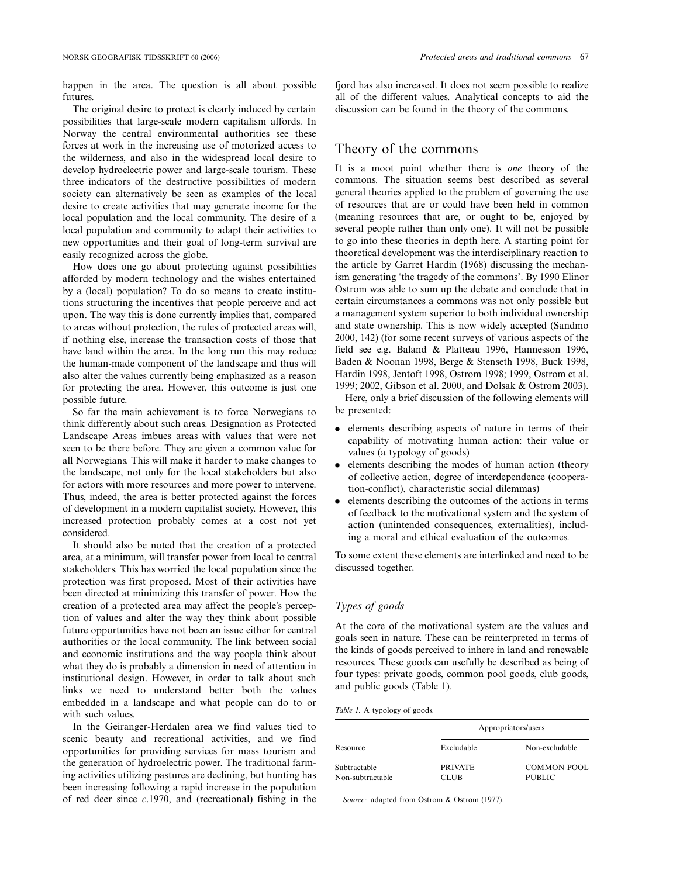happen in the area. The question is all about possible futures.

The original desire to protect is clearly induced by certain possibilities that large-scale modern capitalism affords. In Norway the central environmental authorities see these forces at work in the increasing use of motorized access to the wilderness, and also in the widespread local desire to develop hydroelectric power and large-scale tourism. These three indicators of the destructive possibilities of modern society can alternatively be seen as examples of the local desire to create activities that may generate income for the local population and the local community. The desire of a local population and community to adapt their activities to new opportunities and their goal of long-term survival are easily recognized across the globe.

How does one go about protecting against possibilities afforded by modern technology and the wishes entertained by a (local) population? To do so means to create institutions structuring the incentives that people perceive and act upon. The way this is done currently implies that, compared to areas without protection, the rules of protected areas will, if nothing else, increase the transaction costs of those that have land within the area. In the long run this may reduce the human-made component of the landscape and thus will also alter the values currently being emphasized as a reason for protecting the area. However, this outcome is just one possible future.

So far the main achievement is to force Norwegians to think differently about such areas. Designation as Protected Landscape Areas imbues areas with values that were not seen to be there before. They are given a common value for all Norwegians. This will make it harder to make changes to the landscape, not only for the local stakeholders but also for actors with more resources and more power to intervene. Thus, indeed, the area is better protected against the forces of development in a modern capitalist society. However, this increased protection probably comes at a cost not yet considered.

It should also be noted that the creation of a protected area, at a minimum, will transfer power from local to central stakeholders. This has worried the local population since the protection was first proposed. Most of their activities have been directed at minimizing this transfer of power. How the creation of a protected area may affect the people's perception of values and alter the way they think about possible future opportunities have not been an issue either for central authorities or the local community. The link between social and economic institutions and the way people think about what they do is probably a dimension in need of attention in institutional design. However, in order to talk about such links we need to understand better both the values embedded in a landscape and what people can do to or with such values.

In the Geiranger-Herdalen area we find values tied to scenic beauty and recreational activities, and we find opportunities for providing services for mass tourism and the generation of hydroelectric power. The traditional farming activities utilizing pastures are declining, but hunting has been increasing following a rapid increase in the population of red deer since *c*.1970, and (recreational) fishing in the fjord has also increased. It does not seem possible to realize all of the different values. Analytical concepts to aid the discussion can be found in the theory of the commons.

## Theory of the commons

It is a moot point whether there is *one* theory of the commons. The situation seems best described as several general theories applied to the problem of governing the use of resources that are or could have been held in common (meaning resources that are, or ought to be, enjoyed by several people rather than only one). It will not be possible to go into these theories in depth here. A starting point for theoretical development was the interdisciplinary reaction to the article by Garret Hardin (1968) discussing the mechanism generating 'the tragedy of the commons'. By 1990 Elinor Ostrom was able to sum up the debate and conclude that in certain circumstances a commons was not only possible but a management system superior to both individual ownership and state ownership. This is now widely accepted (Sandmo 2000, 142) (for some recent surveys of various aspects of the field see e.g. Baland & Platteau 1996, Hannesson 1996, Baden & Noonan 1998, Berge & Stenseth 1998, Buck 1998, Hardin 1998, Jentoft 1998, Ostrom 1998; 1999, Ostrom et al. 1999; 2002, Gibson et al. 2000, and Dolsak & Ostrom 2003).

Here, only a brief discussion of the following elements will be presented:

- elements describing aspects of nature in terms of their capability of motivating human action: their value or values (a typology of goods)
- elements describing the modes of human action (theory of collective action, degree of interdependence (cooperation-conflict), characteristic social dilemmas)
- elements describing the outcomes of the actions in terms of feedback to the motivational system and the system of action (unintended consequences, externalities), including a moral and ethical evaluation of the outcomes.

To some extent these elements are interlinked and need to be discussed together.

### Types of goods

At the core of the motivational system are the values and goals seen in nature. These can be reinterpreted in terms of the kinds of goods perceived to inhere in land and renewable resources. These goods can usefully be described as being of four types: private goods, common pool goods, club goods, and public goods (Table 1).

*Table 1.* A typology of goods.

| | Appropriators/users | |
|---|---|---|
| Resource | Excludable | Non-excludable |
| Subtractable | PRIVATE | COMMON POOL |
| Non-subtractable | CLUB | PUBLIC |

*Source:* adapted from Ostrom & Ostrom (1977).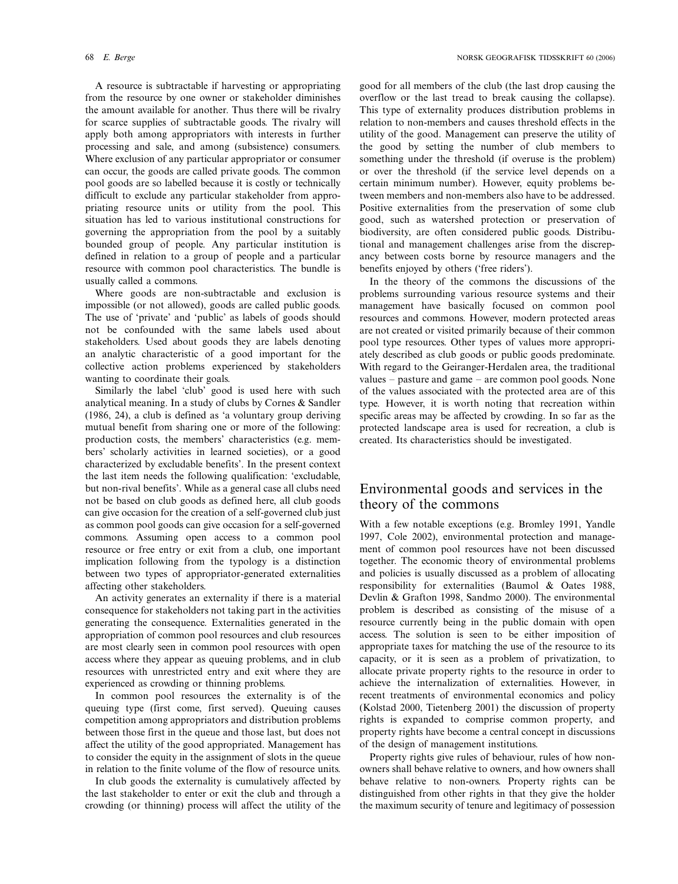A resource is subtractable if harvesting or appropriating from the resource by one owner or stakeholder diminishes the amount available for another. Thus there will be rivalry for scarce supplies of subtractable goods. The rivalry will apply both among appropriators with interests in further processing and sale, and among (subsistence) consumers. Where exclusion of any particular appropriator or consumer can occur, the goods are called private goods. The common pool goods are so labelled because it is costly or technically difficult to exclude any particular stakeholder from appropriating resource units or utility from the pool. This situation has led to various institutional constructions for governing the appropriation from the pool by a suitably bounded group of people. Any particular institution is defined in relation to a group of people and a particular resource with common pool characteristics. The bundle is usually called a commons.

Where goods are non-subtractable and exclusion is impossible (or not allowed), goods are called public goods. The use of 'private' and 'public' as labels of goods should not be confounded with the same labels used about stakeholders. Used about goods they are labels denoting an analytic characteristic of a good important for the collective action problems experienced by stakeholders wanting to coordinate their goals.

Similarly the label 'club' good is used here with such analytical meaning. In a study of clubs by Cornes & Sandler (1986, 24), a club is defined as 'a voluntary group deriving mutual benefit from sharing one or more of the following: production costs, the members' characteristics (e.g. members' scholarly activities in learned societies), or a good characterized by excludable benefits'. In the present context the last item needs the following qualification: 'excludable, but non-rival benefits'. While as a general case all clubs need not be based on club goods as defined here, all club goods can give occasion for the creation of a self-governed club just as common pool goods can give occasion for a self-governed commons. Assuming open access to a common pool resource or free entry or exit from a club, one important implication following from the typology is a distinction between two types of appropriator-generated externalities affecting other stakeholders.

An activity generates an externality if there is a material consequence for stakeholders not taking part in the activities generating the consequence. Externalities generated in the appropriation of common pool resources and club resources are most clearly seen in common pool resources with open access where they appear as queuing problems, and in club resources with unrestricted entry and exit where they are experienced as crowding or thinning problems.

In common pool resources the externality is of the queuing type (first come, first served). Queuing causes competition among appropriators and distribution problems between those first in the queue and those last, but does not affect the utility of the good appropriated. Management has to consider the equity in the assignment of slots in the queue in relation to the finite volume of the flow of resource units.

In club goods the externality is cumulatively affected by the last stakeholder to enter or exit the club and through a crowding (or thinning) process will affect the utility of the good for all members of the club (the last drop causing the overflow or the last tread to break causing the collapse). This type of externality produces distribution problems in relation to non-members and causes threshold effects in the utility of the good. Management can preserve the utility of the good by setting the number of club members to something under the threshold (if overuse is the problem) or over the threshold (if the service level depends on a certain minimum number). However, equity problems between members and non-members also have to be addressed. Positive externalities from the preservation of some club good, such as watershed protection or preservation of biodiversity, are often considered public goods. Distributional and management challenges arise from the discrepancy between costs borne by resource managers and the benefits enjoyed by others ('free riders').

In the theory of the commons the discussions of the problems surrounding various resource systems and their management have basically focused on common pool resources and commons. However, modern protected areas are not created or visited primarily because of their common pool type resources. Other types of values more appropriately described as club goods or public goods predominate. With regard to the Geiranger-Herdalen area, the traditional values – pasture and game – are common pool goods. None of the values associated with the protected area are of this type. However, it is worth noting that recreation within specific areas may be affected by crowding. In so far as the protected landscape area is used for recreation, a club is created. Its characteristics should be investigated.

## Environmental goods and services in the theory of the commons

With a few notable exceptions (e.g. Bromley 1991, Yandle 1997, Cole 2002), environmental protection and management of common pool resources have not been discussed together. The economic theory of environmental problems and policies is usually discussed as a problem of allocating responsibility for externalities (Baumol & Oates 1988, Devlin & Grafton 1998, Sandmo 2000). The environmental problem is described as consisting of the misuse of a resource currently being in the public domain with open access. The solution is seen to be either imposition of appropriate taxes for matching the use of the resource to its capacity, or it is seen as a problem of privatization, to allocate private property rights to the resource in order to achieve the internalization of externalities. However, in recent treatments of environmental economics and policy (Kolstad 2000, Tietenberg 2001) the discussion of property rights is expanded to comprise common property, and property rights have become a central concept in discussions of the design of management institutions.

Property rights give rules of behaviour, rules of how non-owners shall behave relative to owners, and how owners shall behave relative to non-owners. Property rights can be distinguished from other rights in that they give the holder the maximum security of tenure and legitimacy of possession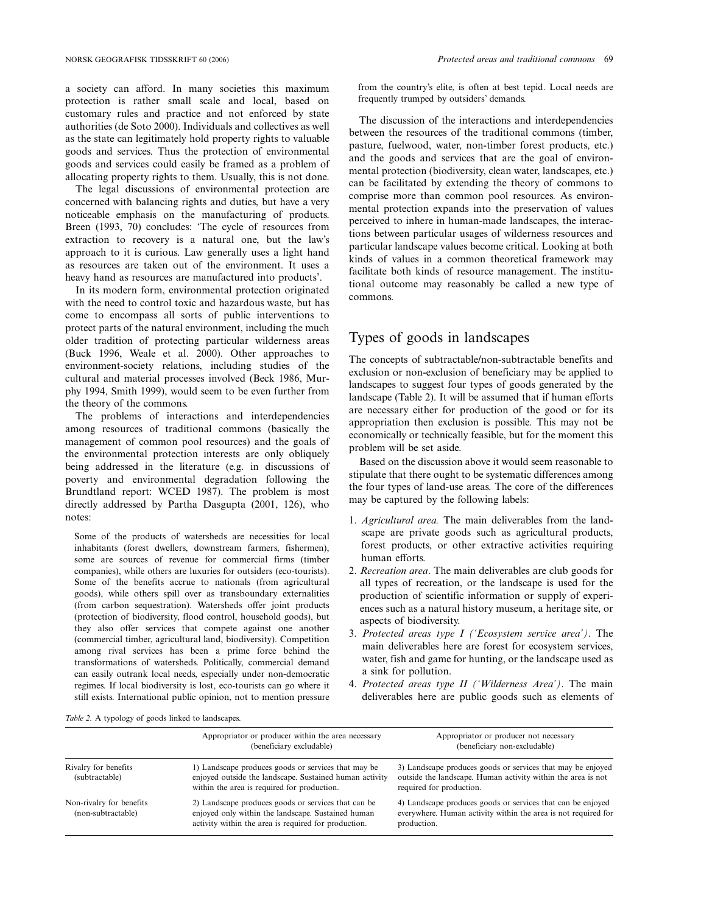a society can afford. In many societies this maximum protection is rather small scale and local, based on customary rules and practice and not enforced by state authorities (de Soto 2000). Individuals and collectives as well as the state can legitimately hold property rights to valuable goods and services. Thus the protection of environmental goods and services could easily be framed as a problem of allocating property rights to them. Usually, this is not done.

The legal discussions of environmental protection are concerned with balancing rights and duties, but have a very noticeable emphasis on the manufacturing of products. Breen (1993, 70) concludes: 'The cycle of resources from extraction to recovery is a natural one, but the law's approach to it is curious. Law generally uses a light hand as resources are taken out of the environment. It uses a heavy hand as resources are manufactured into products'.

In its modern form, environmental protection originated with the need to control toxic and hazardous waste, but has come to encompass all sorts of public interventions to protect parts of the natural environment, including the much older tradition of protecting particular wilderness areas (Buck 1996, Weale et al. 2000). Other approaches to environment-society relations, including studies of the cultural and material processes involved (Beck 1986, Murphy 1994, Smith 1999), would seem to be even further from the theory of the commons.

The problems of interactions and interdependencies among resources of traditional commons (basically the management of common pool resources) and the goals of the environmental protection interests are only obliquely being addressed in the literature (e.g. in discussions of poverty and environmental degradation following the Brundtland report: WCED 1987). The problem is most directly addressed by Partha Dasgupta (2001, 126), who notes:

> Some of the products of watersheds are necessities for local inhabitants (forest dwellers, downstream farmers, fishermen), some are sources of revenue for commercial firms (timber companies), while others are luxuries for outsiders (eco-tourists). Some of the benefits accrue to nationals (from agricultural goods), while others spill over as transboundary externalities (from carbon sequestration). Watersheds offer joint products (protection of biodiversity, flood control, household goods), but they also offer services that compete against one another (commercial timber, agricultural land, biodiversity). Competition among rival services has been a prime force behind the transformations of watersheds. Politically, commercial demand can easily outrank local needs, especially under non-democratic regimes. If local biodiversity is lost, eco-tourists can go where it still exists. International public opinion, not to mention pressure from the country's elite, is often at best tepid. Local needs are frequently trumped by outsiders' demands.

The discussion of the interactions and interdependencies between the resources of the traditional commons (timber, pasture, fuelwood, water, non-timber forest products, etc.) and the goods and services that are the goal of environmental protection (biodiversity, clean water, landscapes, etc.) can be facilitated by extending the theory of commons to comprise more than common pool resources. As environmental protection expands into the preservation of values perceived to inhere in human-made landscapes, the interactions between particular usages of wilderness resources and particular landscape values become critical. Looking at both kinds of values in a common theoretical framework may facilitate both kinds of resource management. The institutional outcome may reasonably be called a new type of commons.

## Types of goods in landscapes

The concepts of subtractable/non-subtractable benefits and exclusion or non-exclusion of beneficiary may be applied to landscapes to suggest four types of goods generated by the landscape (Table 2). It will be assumed that if human efforts are necessary either for production of the good or for its appropriation then exclusion is possible. This may not be economically or technically feasible, but for the moment this problem will be set aside.

Based on the discussion above it would seem reasonable to stipulate that there ought to be systematic differences among the four types of land-use areas. The core of the differences may be captured by the following labels:

1. *Agricultural area.* The main deliverables from the landscape are private goods such as agricultural products, forest products, or other extractive activities requiring human efforts.
2. *Recreation area*. The main deliverables are club goods for all types of recreation, or the landscape is used for the production of scientific information or supply of experiences such as a natural history museum, a heritage site, or aspects of biodiversity.
3. *Protected areas type I ('Ecosystem service area')*. The main deliverables here are forest for ecosystem services, water, fish and game for hunting, or the landscape used as a sink for pollution.
4. *Protected areas type II ('Wilderness Area')*. The main deliverables here are public goods such as elements of

*Table 2.* A typology of goods linked to landscapes.

| | Appropriator or producer within the area necessary (beneficiary excludable) | Appropriator or producer not necessary (beneficiary non-excludable) |
|---|---|---|
| Rivalry for benefits (subtractable) | 1) Landscape produces goods or services that may be enjoyed outside the landscape. Sustained human activity within the area is required for production. | 3) Landscape produces goods or services that may be enjoyed outside the landscape. Human activity within the area is not required for production. |
| Non-rivalry for benefits (non-subtractable) | 2) Landscape produces goods or services that can be enjoyed only within the landscape. Sustained human activity within the area is required for production. | 4) Landscape produces goods or services that can be enjoyed everywhere. Human activity within the area is not required for production. |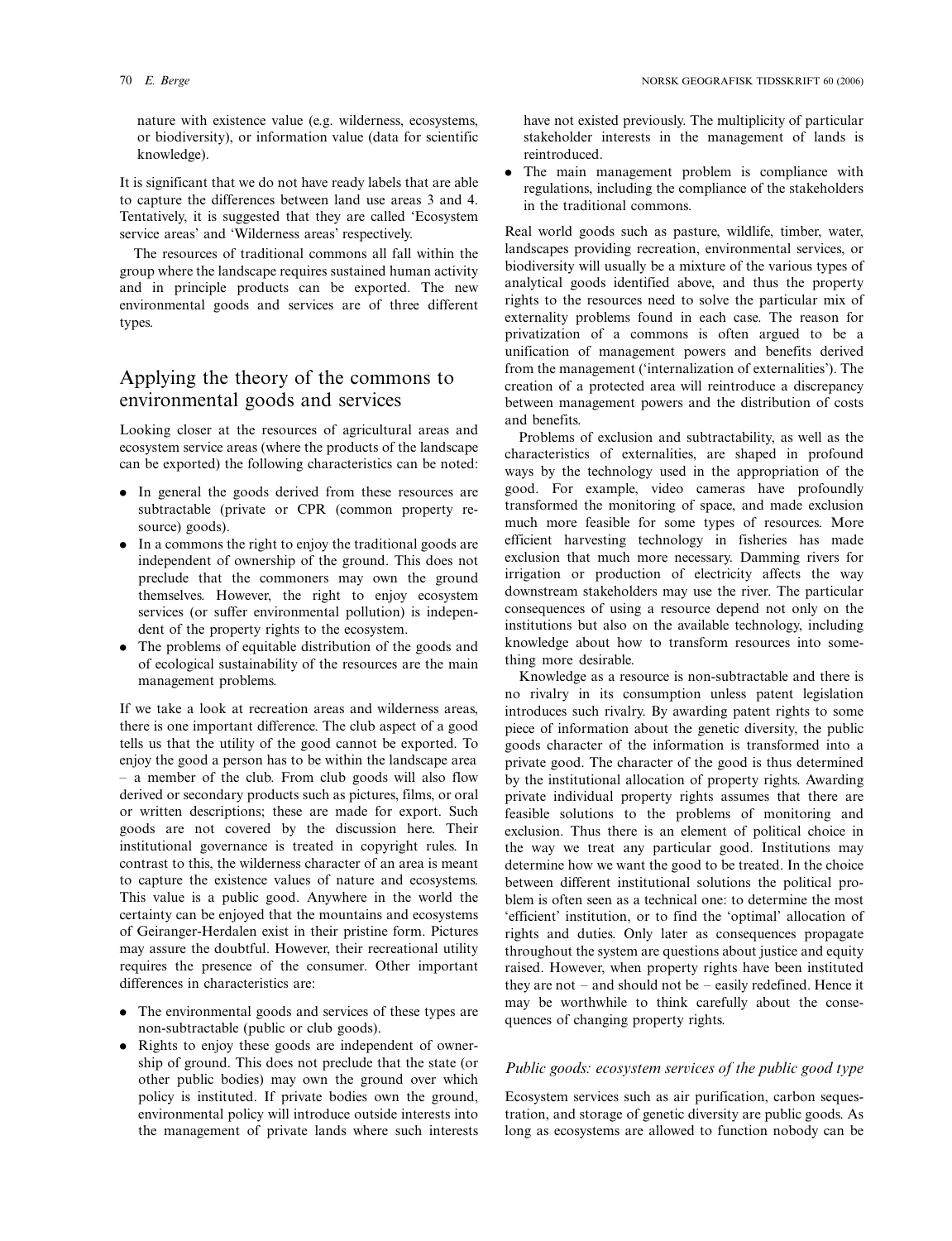nature with existence value (e.g. wilderness, ecosystems, or biodiversity), or information value (data for scientific knowledge).

It is significant that we do not have ready labels that are able to capture the differences between land use areas 3 and 4. Tentatively, it is suggested that they are called 'Ecosystem service areas' and 'Wilderness areas' respectively.

The resources of traditional commons all fall within the group where the landscape requires sustained human activity and in principle products can be exported. The new environmental goods and services are of three different types.

## Applying the theory of the commons to environmental goods and services

Looking closer at the resources of agricultural areas and ecosystem service areas (where the products of the landscape can be exported) the following characteristics can be noted:

- In general the goods derived from these resources are subtractable (private or CPR (common property resource) goods).
- In a commons the right to enjoy the traditional goods are independent of ownership of the ground. This does not preclude that the commoners may own the ground themselves. However, the right to enjoy ecosystem services (or suffer environmental pollution) is independent of the property rights to the ecosystem.
- The problems of equitable distribution of the goods and of ecological sustainability of the resources are the main management problems.

If we take a look at recreation areas and wilderness areas, there is one important difference. The club aspect of a good tells us that the utility of the good cannot be exported. To enjoy the good a person has to be within the landscape area – a member of the club. From club goods will also flow derived or secondary products such as pictures, films, or oral or written descriptions; these are made for export. Such goods are not covered by the discussion here. Their institutional governance is treated in copyright rules. In contrast to this, the wilderness character of an area is meant to capture the existence values of nature and ecosystems. This value is a public good. Anywhere in the world the certainty can be enjoyed that the mountains and ecosystems of Geiranger-Herdalen exist in their pristine form. Pictures may assure the doubtful. However, their recreational utility requires the presence of the consumer. Other important differences in characteristics are:

- The environmental goods and services of these types are non-subtractable (public or club goods).
- Rights to enjoy these goods are independent of ownership of ground. This does not preclude that the state (or other public bodies) may own the ground over which policy is instituted. If private bodies own the ground, environmental policy will introduce outside interests into the management of private lands where such interests have not existed previously. The multiplicity of particular stakeholder interests in the management of lands is reintroduced.
- The main management problem is compliance with regulations, including the compliance of the stakeholders in the traditional commons.

Real world goods such as pasture, wildlife, timber, water, landscapes providing recreation, environmental services, or biodiversity will usually be a mixture of the various types of analytical goods identified above, and thus the property rights to the resources need to solve the particular mix of externality problems found in each case. The reason for privatization of a commons is often argued to be a unification of management powers and benefits derived from the management ('internalization of externalities'). The creation of a protected area will reintroduce a discrepancy between management powers and the distribution of costs and benefits.

Problems of exclusion and subtractability, as well as the characteristics of externalities, are shaped in profound ways by the technology used in the appropriation of the good. For example, video cameras have profoundly transformed the monitoring of space, and made exclusion much more feasible for some types of resources. More efficient harvesting technology in fisheries has made exclusion that much more necessary. Damming rivers for irrigation or production of electricity affects the way downstream stakeholders may use the river. The particular consequences of using a resource depend not only on the institutions but also on the available technology, including knowledge about how to transform resources into something more desirable.

Knowledge as a resource is non-subtractable and there is no rivalry in its consumption unless patent legislation introduces such rivalry. By awarding patent rights to some piece of information about the genetic diversity, the public goods character of the information is transformed into a private good. The character of the good is thus determined by the institutional allocation of property rights. Awarding private individual property rights assumes that there are feasible solutions to the problems of monitoring and exclusion. Thus there is an element of political choice in the way we treat any particular good. Institutions may determine how we want the good to be treated. In the choice between different institutional solutions the political problem is often seen as a technical one: to determine the most 'efficient' institution, or to find the 'optimal' allocation of rights and duties. Only later as consequences propagate throughout the system are questions about justice and equity raised. However, when property rights have been instituted they are not – and should not be – easily redefined. Hence it may be worthwhile to think carefully about the consequences of changing property rights.

### *Public goods: ecosystem services of the public good type*

Ecosystem services such as air purification, carbon sequestration, and storage of genetic diversity are public goods. As long as ecosystems are allowed to function nobody can be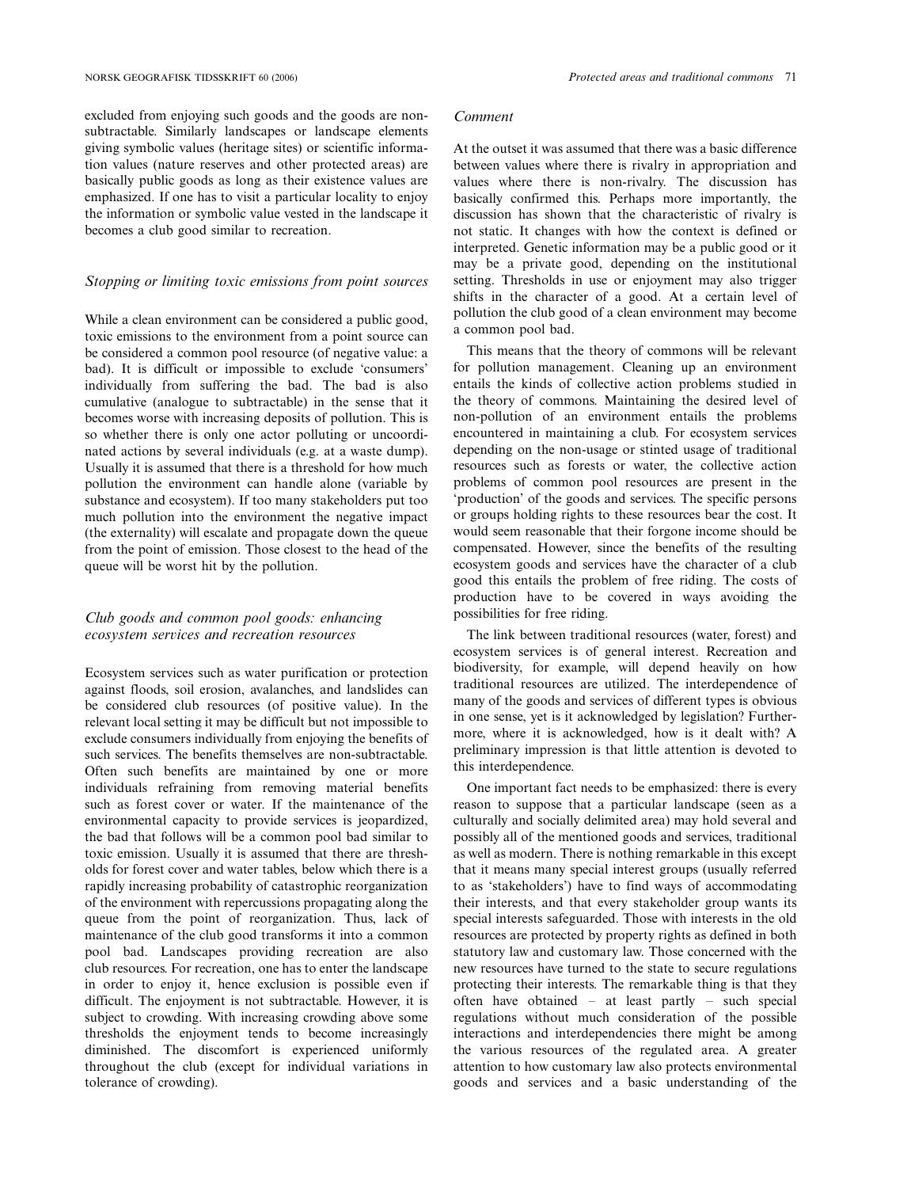excluded from enjoying such goods and the goods are non-subtractable. Similarly landscapes or landscape elements giving symbolic values (heritage sites) or scientific information values (nature reserves and other protected areas) are basically public goods as long as their existence values are emphasized. If one has to visit a particular locality to enjoy the information or symbolic value vested in the landscape it becomes a club good similar to recreation.

### *Stopping or limiting toxic emissions from point sources*

While a clean environment can be considered a public good, toxic emissions to the environment from a point source can be considered a common pool resource (of negative value: a bad). It is difficult or impossible to exclude 'consumers' individually from suffering the bad. The bad is also cumulative (analogue to subtractable) in the sense that it becomes worse with increasing deposits of pollution. This is so whether there is only one actor polluting or uncoordinated actions by several individuals (e.g. at a waste dump). Usually it is assumed that there is a threshold for how much pollution the environment can handle alone (variable by substance and ecosystem). If too many stakeholders put too much pollution into the environment the negative impact (the externality) will escalate and propagate down the queue from the point of emission. Those closest to the head of the queue will be worst hit by the pollution.

### *Club goods and common pool goods: enhancing ecosystem services and recreation resources*

Ecosystem services such as water purification or protection against floods, soil erosion, avalanches, and landslides can be considered club resources (of positive value). In the relevant local setting it may be difficult but not impossible to exclude consumers individually from enjoying the benefits of such services. The benefits themselves are non-subtractable. Often such benefits are maintained by one or more individuals refraining from removing material benefits such as forest cover or water. If the maintenance of the environmental capacity to provide services is jeopardized, the bad that follows will be a common pool bad similar to toxic emission. Usually it is assumed that there are thresholds for forest cover and water tables, below which there is a rapidly increasing probability of catastrophic reorganization of the environment with repercussions propagating along the queue from the point of reorganization. Thus, lack of maintenance of the club good transforms it into a common pool bad. Landscapes providing recreation are also club resources. For recreation, one has to enter the landscape in order to enjoy it, hence exclusion is possible even if difficult. The enjoyment is not subtractable. However, it is subject to crowding. With increasing crowding above some thresholds the enjoyment tends to become increasingly diminished. The discomfort is experienced uniformly throughout the club (except for individual variations in tolerance of crowding).

### *Comment*

At the outset it was assumed that there was a basic difference between values where there is rivalry in appropriation and values where there is non-rivalry. The discussion has basically confirmed this. Perhaps more importantly, the discussion has shown that the characteristic of rivalry is not static. It changes with how the context is defined or interpreted. Genetic information may be a public good or it may be a private good, depending on the institutional setting. Thresholds in use or enjoyment may also trigger shifts in the character of a good. At a certain level of pollution the club good of a clean environment may become a common pool bad.

This means that the theory of commons will be relevant for pollution management. Cleaning up an environment entails the kinds of collective action problems studied in the theory of commons. Maintaining the desired level of non-pollution of an environment entails the problems encountered in maintaining a club. For ecosystem services depending on the non-usage or stinted usage of traditional resources such as forests or water, the collective action problems of common pool resources are present in the 'production' of the goods and services. The specific persons or groups holding rights to these resources bear the cost. It would seem reasonable that their forgone income should be compensated. However, since the benefits of the resulting ecosystem goods and services have the character of a club good this entails the problem of free riding. The costs of production have to be covered in ways avoiding the possibilities for free riding.

The link between traditional resources (water, forest) and ecosystem services is of general interest. Recreation and biodiversity, for example, will depend heavily on how traditional resources are utilized. The interdependence of many of the goods and services of different types is obvious in one sense, yet is it acknowledged by legislation? Furthermore, where it is acknowledged, how is it dealt with? A preliminary impression is that little attention is devoted to this interdependence.

One important fact needs to be emphasized: there is every reason to suppose that a particular landscape (seen as a culturally and socially delimited area) may hold several and possibly all of the mentioned goods and services, traditional as well as modern. There is nothing remarkable in this except that it means many special interest groups (usually referred to as 'stakeholders') have to find ways of accommodating their interests, and that every stakeholder group wants its special interests safeguarded. Those with interests in the old resources are protected by property rights as defined in both statutory law and customary law. Those concerned with the new resources have turned to the state to secure regulations protecting their interests. The remarkable thing is that they often have obtained – at least partly – such special regulations without much consideration of the possible interactions and interdependencies there might be among the various resources of the regulated area. A greater attention to how customary law also protects environmental goods and services and a basic understanding of the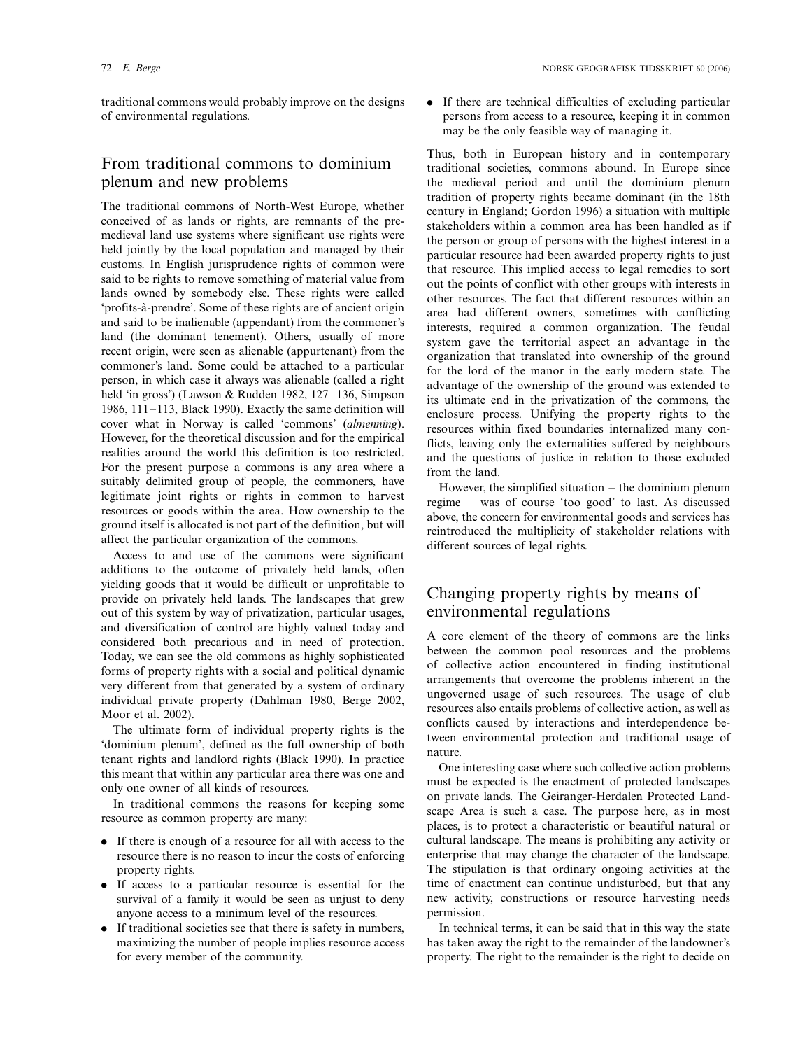traditional commons would probably improve on the designs of environmental regulations.

## From traditional commons to dominium plenum and new problems

The traditional commons of North-West Europe, whether conceived of as lands or rights, are remnants of the pre-medieval land use systems where significant use rights were held jointly by the local population and managed by their customs. In English jurisprudence rights of common were said to be rights to remove something of material value from lands owned by somebody else. These rights were called 'profits-à-prendre'. Some of these rights are of ancient origin and said to be inalienable (appendant) from the commoner's land (the dominant tenement). Others, usually of more recent origin, were seen as alienable (appurtenant) from the commoner's land. Some could be attached to a particular person, in which case it always was alienable (called a right held 'in gross') (Lawson & Rudden 1982, 127–136, Simpson 1986, 111–113, Black 1990). Exactly the same definition will cover what in Norway is called 'commons' (*almenning*). However, for the theoretical discussion and for the empirical realities around the world this definition is too restricted. For the present purpose a commons is any area where a suitably delimited group of people, the commoners, have legitimate joint rights or rights in common to harvest resources or goods within the area. How ownership to the ground itself is allocated is not part of the definition, but will affect the particular organization of the commons.

Access to and use of the commons were significant additions to the outcome of privately held lands, often yielding goods that it would be difficult or unprofitable to provide on privately held lands. The landscapes that grew out of this system by way of privatization, particular usages, and diversification of control are highly valued today and considered both precarious and in need of protection. Today, we can see the old commons as highly sophisticated forms of property rights with a social and political dynamic very different from that generated by a system of ordinary individual private property (Dahlman 1980, Berge 2002, Moor et al. 2002).

The ultimate form of individual property rights is the 'dominium plenum', defined as the full ownership of both tenant rights and landlord rights (Black 1990). In practice this meant that within any particular area there was one and only one owner of all kinds of resources.

In traditional commons the reasons for keeping some resource as common property are many:

- If there is enough of a resource for all with access to the resource there is no reason to incur the costs of enforcing property rights.
- If access to a particular resource is essential for the survival of a family it would be seen as unjust to deny anyone access to a minimum level of the resources.
- If traditional societies see that there is safety in numbers, maximizing the number of people implies resource access for every member of the community.
- If there are technical difficulties of excluding particular persons from access to a resource, keeping it in common may be the only feasible way of managing it.

Thus, both in European history and in contemporary traditional societies, commons abound. In Europe since the medieval period and until the dominium plenum tradition of property rights became dominant (in the 18th century in England; Gordon 1996) a situation with multiple stakeholders within a common area has been handled as if the person or group of persons with the highest interest in a particular resource had been awarded property rights to just that resource. This implied access to legal remedies to sort out the points of conflict with other groups with interests in other resources. The fact that different resources within an area had different owners, sometimes with conflicting interests, required a common organization. The feudal system gave the territorial aspect an advantage in the organization that translated into ownership of the ground for the lord of the manor in the early modern state. The advantage of the ownership of the ground was extended to its ultimate end in the privatization of the commons, the enclosure process. Unifying the property rights to the resources within fixed boundaries internalized many conflicts, leaving only the externalities suffered by neighbours and the questions of justice in relation to those excluded from the land.

However, the simplified situation – the dominium plenum regime – was of course 'too good' to last. As discussed above, the concern for environmental goods and services has reintroduced the multiplicity of stakeholder relations with different sources of legal rights.

## Changing property rights by means of environmental regulations

A core element of the theory of commons are the links between the common pool resources and the problems of collective action encountered in finding institutional arrangements that overcome the problems inherent in the ungoverned usage of such resources. The usage of club resources also entails problems of collective action, as well as conflicts caused by interactions and interdependence between environmental protection and traditional usage of nature.

One interesting case where such collective action problems must be expected is the enactment of protected landscapes on private lands. The Geiranger-Herdalen Protected Landscape Area is such a case. The purpose here, as in most places, is to protect a characteristic or beautiful natural or cultural landscape. The means is prohibiting any activity or enterprise that may change the character of the landscape. The stipulation is that ordinary ongoing activities at the time of enactment can continue undisturbed, but that any new activity, constructions or resource harvesting needs permission.

In technical terms, it can be said that in this way the state has taken away the right to the remainder of the landowner's property. The right to the remainder is the right to decide on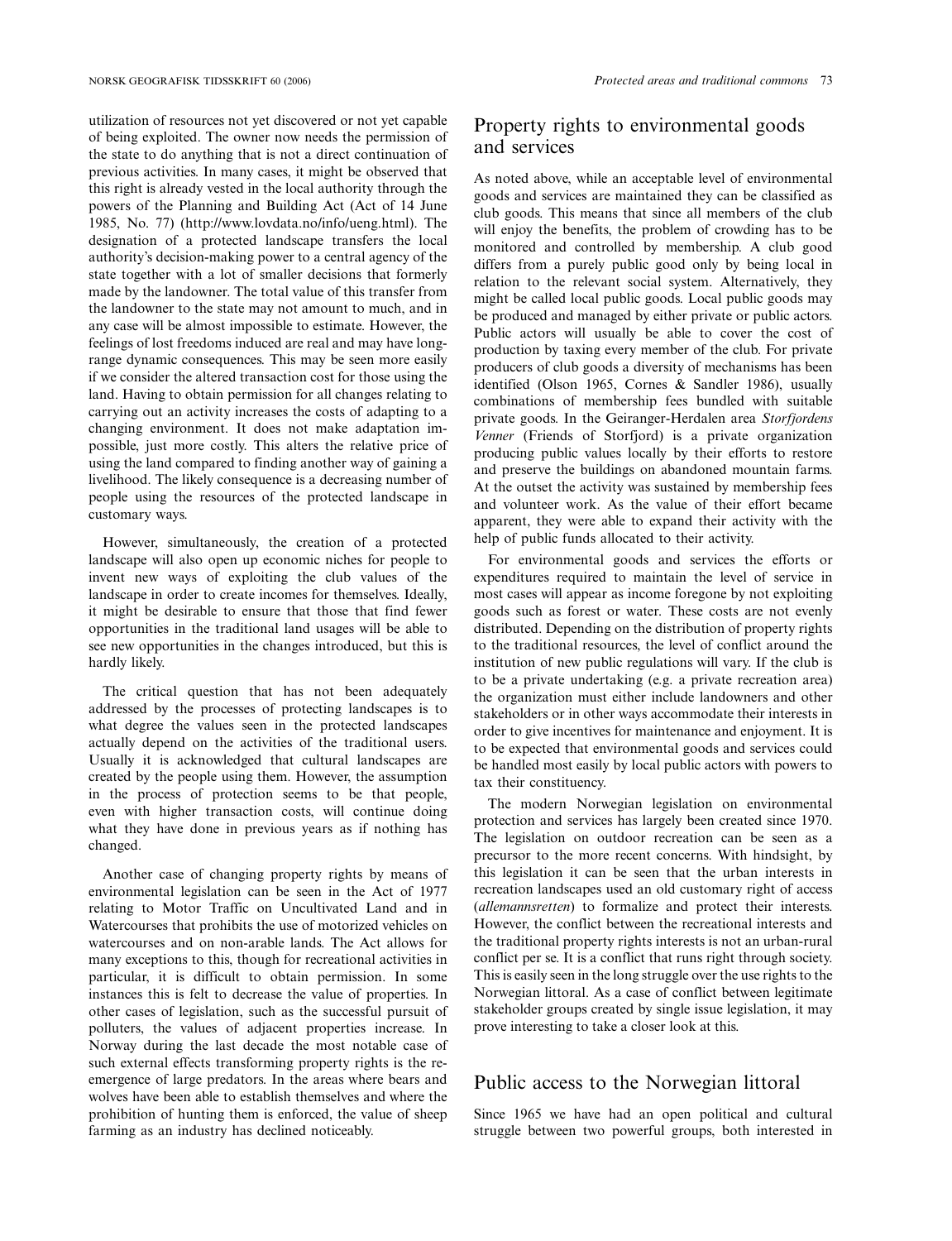utilization of resources not yet discovered or not yet capable of being exploited. The owner now needs the permission of the state to do anything that is not a direct continuation of previous activities. In many cases, it might be observed that this right is already vested in the local authority through the powers of the Planning and Building Act (Act of 14 June 1985, No. 77) (http://www.lovdata.no/info/ueng.html). The designation of a protected landscape transfers the local authority's decision-making power to a central agency of the state together with a lot of smaller decisions that formerly made by the landowner. The total value of this transfer from the landowner to the state may not amount to much, and in any case will be almost impossible to estimate. However, the feelings of lost freedoms induced are real and may have long-range dynamic consequences. This may be seen more easily if we consider the altered transaction cost for those using the land. Having to obtain permission for all changes relating to carrying out an activity increases the costs of adapting to a changing environment. It does not make adaptation impossible, just more costly. This alters the relative price of using the land compared to finding another way of gaining a livelihood. The likely consequence is a decreasing number of people using the resources of the protected landscape in customary ways.

However, simultaneously, the creation of a protected landscape will also open up economic niches for people to invent new ways of exploiting the club values of the landscape in order to create incomes for themselves. Ideally, it might be desirable to ensure that those that find fewer opportunities in the traditional land usages will be able to see new opportunities in the changes introduced, but this is hardly likely.

The critical question that has not been adequately addressed by the processes of protecting landscapes is to what degree the values seen in the protected landscapes actually depend on the activities of the traditional users. Usually it is acknowledged that cultural landscapes are created by the people using them. However, the assumption in the process of protection seems to be that people, even with higher transaction costs, will continue doing what they have done in previous years as if nothing has changed.

Another case of changing property rights by means of environmental legislation can be seen in the Act of 1977 relating to Motor Traffic on Uncultivated Land and in Watercourses that prohibits the use of motorized vehicles on watercourses and on non-arable lands. The Act allows for many exceptions to this, though for recreational activities in particular, it is difficult to obtain permission. In some instances this is felt to decrease the value of properties. In other cases of legislation, such as the successful pursuit of polluters, the values of adjacent properties increase. In Norway during the last decade the most notable case of such external effects transforming property rights is the re-emergence of large predators. In the areas where bears and wolves have been able to establish themselves and where the prohibition of hunting them is enforced, the value of sheep farming as an industry has declined noticeably.

## Property rights to environmental goods and services

As noted above, while an acceptable level of environmental goods and services are maintained they can be classified as club goods. This means that since all members of the club will enjoy the benefits, the problem of crowding has to be monitored and controlled by membership. A club good differs from a purely public good only by being local in relation to the relevant social system. Alternatively, they might be called local public goods. Local public goods may be produced and managed by either private or public actors. Public actors will usually be able to cover the cost of production by taxing every member of the club. For private producers of club goods a diversity of mechanisms has been identified (Olson 1965, Cornes & Sandler 1986), usually combinations of membership fees bundled with suitable private goods. In the Geiranger-Herdalen area *Storfjordens Venner* (Friends of Storfjord) is a private organization producing public values locally by their efforts to restore and preserve the buildings on abandoned mountain farms. At the outset the activity was sustained by membership fees and volunteer work. As the value of their effort became apparent, they were able to expand their activity with the help of public funds allocated to their activity.

For environmental goods and services the efforts or expenditures required to maintain the level of service in most cases will appear as income foregone by not exploiting goods such as forest or water. These costs are not evenly distributed. Depending on the distribution of property rights to the traditional resources, the level of conflict around the institution of new public regulations will vary. If the club is to be a private undertaking (e.g. a private recreation area) the organization must either include landowners and other stakeholders or in other ways accommodate their interests in order to give incentives for maintenance and enjoyment. It is to be expected that environmental goods and services could be handled most easily by local public actors with powers to tax their constituency.

The modern Norwegian legislation on environmental protection and services has largely been created since 1970. The legislation on outdoor recreation can be seen as a precursor to the more recent concerns. With hindsight, by this legislation it can be seen that the urban interests in recreation landscapes used an old customary right of access (*allemannsretten*) to formalize and protect their interests. However, the conflict between the recreational interests and the traditional property rights interests is not an urban-rural conflict per se. It is a conflict that runs right through society. This is easily seen in the long struggle over the use rights to the Norwegian littoral. As a case of conflict between legitimate stakeholder groups created by single issue legislation, it may prove interesting to take a closer look at this.

## Public access to the Norwegian littoral

Since 1965 we have had an open political and cultural struggle between two powerful groups, both interested in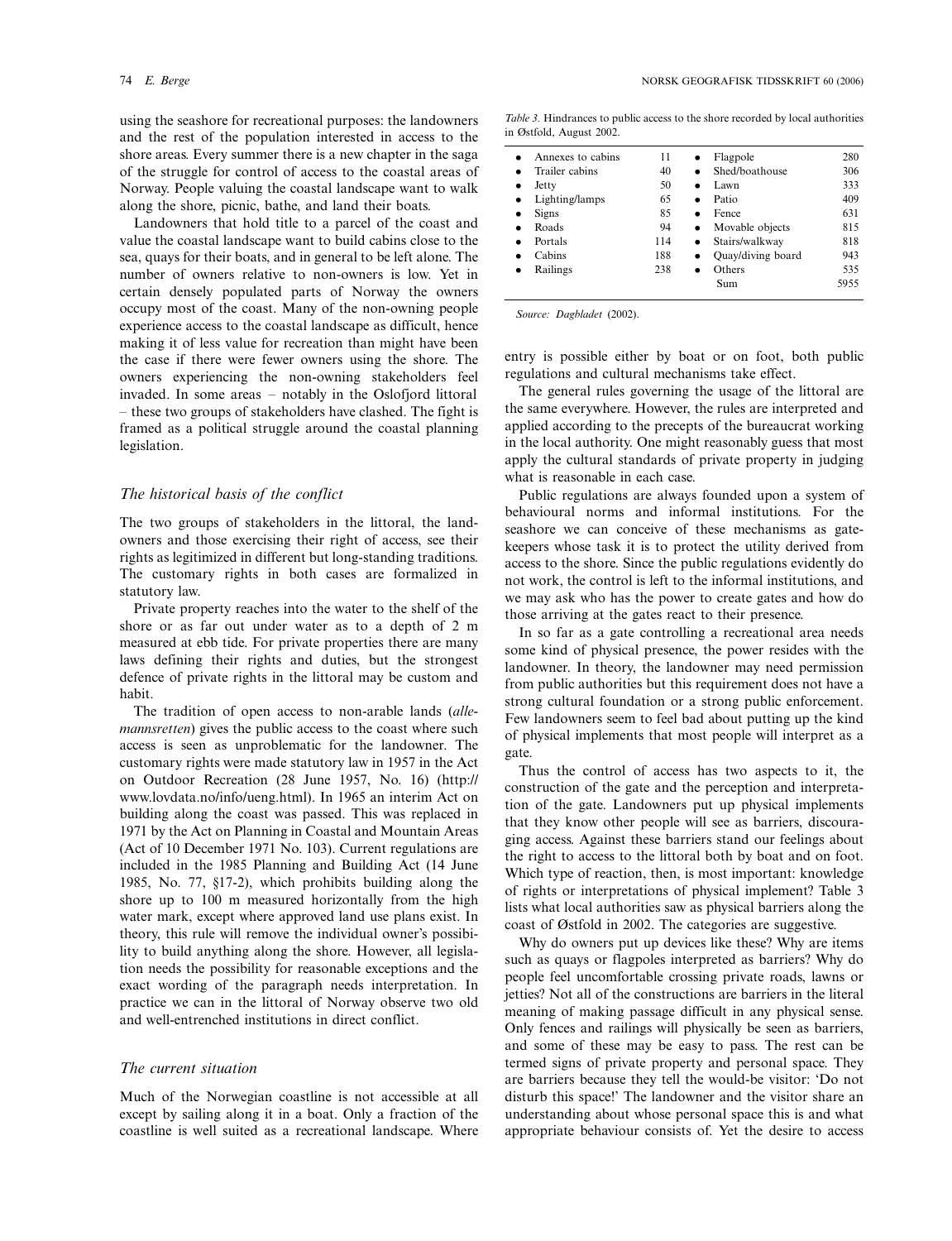using the seashore for recreational purposes: the landowners and the rest of the population interested in access to the shore areas. Every summer there is a new chapter in the saga of the struggle for control of access to the coastal areas of Norway. People valuing the coastal landscape want to walk along the shore, picnic, bathe, and land their boats.

Landowners that hold title to a parcel of the coast and value the coastal landscape want to build cabins close to the sea, quays for their boats, and in general to be left alone. The number of owners relative to non-owners is low. Yet in certain densely populated parts of Norway the owners occupy most of the coast. Many of the non-owning people experience access to the coastal landscape as difficult, hence making it of less value for recreation than might have been the case if there were fewer owners using the shore. The owners experiencing the non-owning stakeholders feel invaded. In some areas – notably in the Oslofjord littoral – these two groups of stakeholders have clashed. The fight is framed as a political struggle around the coastal planning legislation.

### The historical basis of the conflict

The two groups of stakeholders in the littoral, the landowners and those exercising their right of access, see their rights as legitimized in different but long-standing traditions. The customary rights in both cases are formalized in statutory law.

Private property reaches into the water to the shelf of the shore or as far out under water as to a depth of 2 m measured at ebb tide. For private properties there are many laws defining their rights and duties, but the strongest defence of private rights in the littoral may be custom and habit.

The tradition of open access to non-arable lands (*allemannsretten*) gives the public access to the coast where such access is seen as unproblematic for the landowner. The customary rights were made statutory law in 1957 in the Act on Outdoor Recreation (28 June 1957, No. 16) (http://www.lovdata.no/info/ueng.html). In 1965 an interim Act on building along the coast was passed. This was replaced in 1971 by the Act on Planning in Coastal and Mountain Areas (Act of 10 December 1971 No. 103). Current regulations are included in the 1985 Planning and Building Act (14 June 1985, No. 77, §17-2), which prohibits building along the shore up to 100 m measured horizontally from the high water mark, except where approved land use plans exist. In theory, this rule will remove the individual owner's possibility to build anything along the shore. However, all legislation needs the possibility for reasonable exceptions and the exact wording of the paragraph needs interpretation. In practice we can in the littoral of Norway observe two old and well-entrenched institutions in direct conflict.

### The current situation

Much of the Norwegian coastline is not accessible at all except by sailing along it in a boat. Only a fraction of the coastline is well suited as a recreational landscape. Where entry is possible either by boat or on foot, both public regulations and cultural mechanisms take effect.

*Table 3.* Hindrances to public access to the shore recorded by local authorities in Østfold, August 2002.

| | | | |
|---|---|---|---|
| Annexes to cabins | 11 | Flagpole | 280 |
| Trailer cabins | 40 | Shed/boathouse | 306 |
| Jetty | 50 | Lawn | 333 |
| Lighting/lamps | 65 | Patio | 409 |
| Signs | 85 | Fence | 631 |
| Roads | 94 | Movable objects | 815 |
| Portals | 114 | Stairs/walkway | 818 |
| Cabins | 188 | Quay/diving board | 943 |
| Railings | 238 | Others | 535 |
| | | Sum | 5955 |

*Source: Dagbladet* (2002).

The general rules governing the usage of the littoral are the same everywhere. However, the rules are interpreted and applied according to the precepts of the bureaucrat working in the local authority. One might reasonably guess that most apply the cultural standards of private property in judging what is reasonable in each case.

Public regulations are always founded upon a system of behavioural norms and informal institutions. For the seashore we can conceive of these mechanisms as gatekeepers whose task it is to protect the utility derived from access to the shore. Since the public regulations evidently do not work, the control is left to the informal institutions, and we may ask who has the power to create gates and how do those arriving at the gates react to their presence.

In so far as a gate controlling a recreational area needs some kind of physical presence, the power resides with the landowner. In theory, the landowner may need permission from public authorities but this requirement does not have a strong cultural foundation or a strong public enforcement. Few landowners seem to feel bad about putting up the kind of physical implements that most people will interpret as a gate.

Thus the control of access has two aspects to it, the construction of the gate and the perception and interpretation of the gate. Landowners put up physical implements that they know other people will see as barriers, discouraging access. Against these barriers stand our feelings about the right to access to the littoral both by boat and on foot. Which type of reaction, then, is most important: knowledge of rights or interpretations of physical implement? Table 3 lists what local authorities saw as physical barriers along the coast of Østfold in 2002. The categories are suggestive.

Why do owners put up devices like these? Why are items such as quays or flagpoles interpreted as barriers? Why do people feel uncomfortable crossing private roads, lawns or jetties? Not all of the constructions are barriers in the literal meaning of making passage difficult in any physical sense. Only fences and railings will physically be seen as barriers, and some of these may be easy to pass. The rest can be termed signs of private property and personal space. They are barriers because they tell the would-be visitor: 'Do not disturb this space!' The landowner and the visitor share an understanding about whose personal space this is and what appropriate behaviour consists of. Yet the desire to access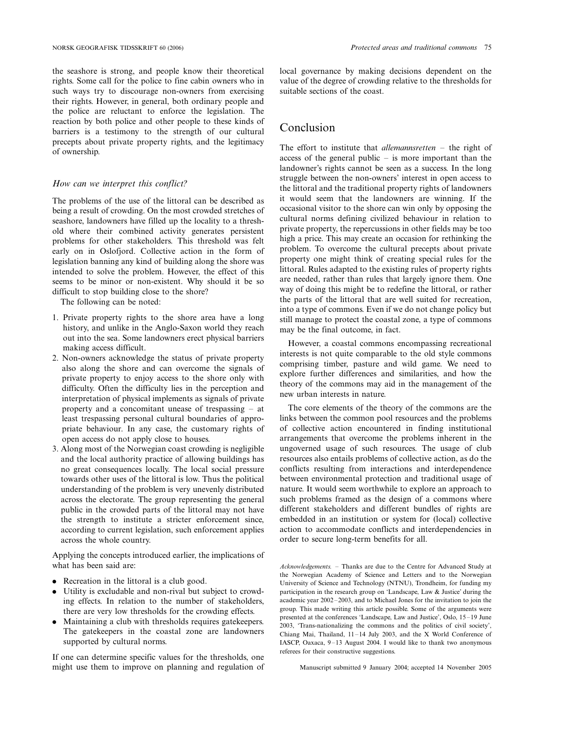the seashore is strong, and people know their theoretical rights. Some call for the police to fine cabin owners who in such ways try to discourage non-owners from exercising their rights. However, in general, both ordinary people and the police are reluctant to enforce the legislation. The reaction by both police and other people to these kinds of barriers is a testimony to the strength of our cultural precepts about private property rights, and the legitimacy of ownership.

### *How can we interpret this conflict?*

The problems of the use of the littoral can be described as being a result of crowding. On the most crowded stretches of seashore, landowners have filled up the locality to a threshold where their combined activity generates persistent problems for other stakeholders. This threshold was felt early on in Oslofjord. Collective action in the form of legislation banning any kind of building along the shore was intended to solve the problem. However, the effect of this seems to be minor or non-existent. Why should it be so difficult to stop building close to the shore?

The following can be noted:

1. Private property rights to the shore area have a long history, and unlike in the Anglo-Saxon world they reach out into the sea. Some landowners erect physical barriers making access difficult.
2. Non-owners acknowledge the status of private property also along the shore and can overcome the signals of private property to enjoy access to the shore only with difficulty. Often the difficulty lies in the perception and interpretation of physical implements as signals of private property and a concomitant unease of trespassing – at least trespassing personal cultural boundaries of appropriate behaviour. In any case, the customary rights of open access do not apply close to houses.
3. Along most of the Norwegian coast crowding is negligible and the local authority practice of allowing buildings has no great consequences locally. The local social pressure towards other uses of the littoral is low. Thus the political understanding of the problem is very unevenly distributed across the electorate. The group representing the general public in the crowded parts of the littoral may not have the strength to institute a stricter enforcement since, according to current legislation, such enforcement applies across the whole country.

Applying the concepts introduced earlier, the implications of what has been said are:

- Recreation in the littoral is a club good.
- Utility is excludable and non-rival but subject to crowding effects. In relation to the number of stakeholders, there are very low thresholds for the crowding effects.
- Maintaining a club with thresholds requires gatekeepers. The gatekeepers in the coastal zone are landowners supported by cultural norms.

If one can determine specific values for the thresholds, one might use them to improve on planning and regulation of local governance by making decisions dependent on the value of the degree of crowding relative to the thresholds for suitable sections of the coast.

## Conclusion

The effort to institute that *allemannsretten* – the right of access of the general public – is more important than the landowner's rights cannot be seen as a success. In the long struggle between the non-owners' interest in open access to the littoral and the traditional property rights of landowners it would seem that the landowners are winning. If the occasional visitor to the shore can win only by opposing the cultural norms defining civilized behaviour in relation to private property, the repercussions in other fields may be too high a price. This may create an occasion for rethinking the problem. To overcome the cultural precepts about private property one might think of creating special rules for the littoral. Rules adapted to the existing rules of property rights are needed, rather than rules that largely ignore them. One way of doing this might be to redefine the littoral, or rather the parts of the littoral that are well suited for recreation, into a type of commons. Even if we do not change policy but still manage to protect the coastal zone, a type of commons may be the final outcome, in fact.

However, a coastal commons encompassing recreational interests is not quite comparable to the old style commons comprising timber, pasture and wild game. We need to explore further differences and similarities, and how the theory of the commons may aid in the management of the new urban interests in nature.

The core elements of the theory of the commons are the links between the common pool resources and the problems of collective action encountered in finding institutional arrangements that overcome the problems inherent in the ungoverned usage of such resources. The usage of club resources also entails problems of collective action, as do the conflicts resulting from interactions and interdependence between environmental protection and traditional usage of nature. It would seem worthwhile to explore an approach to such problems framed as the design of a commons where different stakeholders and different bundles of rights are embedded in an institution or system for (local) collective action to accommodate conflicts and interdependencies in order to secure long-term benefits for all.

*Acknowledgements.* – Thanks are due to the Centre for Advanced Study at the Norwegian Academy of Science and Letters and to the Norwegian University of Science and Technology (NTNU), Trondheim, for funding my participation in the research group on 'Landscape, Law & Justice' during the academic year 2002–2003, and to Michael Jones for the invitation to join the group. This made writing this article possible. Some of the arguments were presented at the conferences 'Landscape, Law and Justice', Oslo, 15–19 June 2003, 'Trans-nationalizing the commons and the politics of civil society', Chiang Mai, Thailand, 11–14 July 2003, and the X World Conference of IASCP, Oaxaca, 9–13 August 2004. I would like to thank two anonymous referees for their constructive suggestions.

Manuscript submitted 9 January 2004; accepted 14 November 2005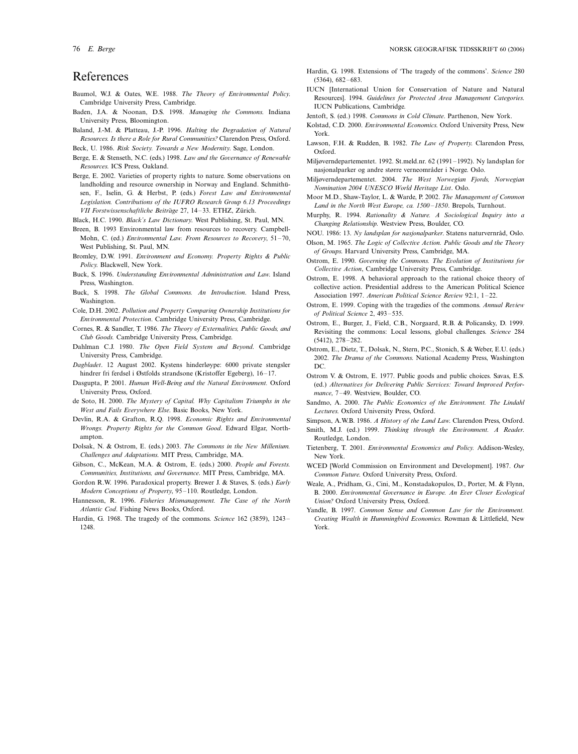# References

Baumol, W.J. & Oates, W.E. 1988. *The Theory of Environmental Policy*. Cambridge University Press, Cambridge.

Baden, J.A. & Noonan, D.S. 1998. *Managing the Commons*. Indiana University Press, Bloomington.

Baland, J.-M. & Platteau, J.-P. 1996. *Halting the Degradation of Natural Resources. Is there a Role for Rural Communities?* Clarendon Press, Oxford.

Beck, U. 1986. *Risk Society. Towards a New Modernity*. Sage, London.

Berge, E. & Stenseth, N.C. (eds.) 1998. *Law and the Governance of Renewable Resources*. ICS Press, Oakland.

Berge, E. 2002. Varieties of property rights to nature. Some observations on landholding and resource ownership in Norway and England. Schmithüsen, F., Iselin, G. & Herbst, P. (eds.) *Forest Law and Environmental Legislation. Contributions of the IUFRO Research Group 6.13 Proceedings VII Forstwissenschaftliche Beiträge* 27, 14–33. ETHZ, Zürich.

Black, H.C. 1990. *Black's Law Dictionary*. West Publishing, St. Paul, MN.

Breen, B. 1993 Environmental law from resources to recovery. Campbell-Mohn, C. (ed.) *Environmental Law. From Resources to Recovery*, 51–70, West Publishing, St. Paul, MN.

Bromley, D.W. 1991. *Environment and Economy. Property Rights & Public Policy*. Blackwell, New York.

Buck, S. 1996. *Understanding Environmental Administration and Law*. Island Press, Washington.

Buck, S. 1998. *The Global Commons. An Introduction*. Island Press, Washington.

Cole, D.H. 2002. *Pollution and Property Comparing Ownership Institutions for Environmental Protection*. Cambridge University Press, Cambridge.

Cornes, R. & Sandler, T. 1986. *The Theory of Externalities, Public Goods, and Club Goods*. Cambridge University Press, Cambridge.

Dahlman C.J. 1980. *The Open Field System and Beyond*. Cambridge University Press, Cambridge.

*Dagbladet*. 12 August 2002. Kystens hinderløype: 6000 private stengsler hindrer fri ferdsel i Østfolds strandsone (Kristoffer Egeberg), 16–17.

Dasgupta, P. 2001. *Human Well-Being and the Natural Environment*. Oxford University Press, Oxford.

de Soto, H. 2000. *The Mystery of Capital. Why Capitalism Triumphs in the West and Fails Everywhere Else*. Basic Books, New York.

Devlin, R.A. & Grafton, R.Q. 1998. *Economic Rights and Environmental Wrongs. Property Rights for the Common Good*. Edward Elgar, Northampton.

Dolsak, N. & Ostrom, E. (eds.) 2003. *The Commons in the New Millenium. Challenges and Adaptations*. MIT Press, Cambridge, MA.

Gibson, C., McKean, M.A. & Ostrom, E. (eds.) 2000. *People and Forests. Communities, Institutions, and Governance*. MIT Press, Cambridge, MA.

Gordon R.W. 1996. Paradoxical property. Brewer J. & Staves, S. (eds.) *Early Modern Conceptions of Property*, 95–110. Routledge, London.

Hannesson, R. 1996. *Fisheries Mismanagement. The Case of the North Atlantic Cod*. Fishing News Books, Oxford.

Hardin, G. 1968. The tragedy of the commons. *Science* 162 (3859), 1243–1248.

Hardin, G. 1998. Extensions of 'The tragedy of the commons'. *Science* 280 (5364), 682–683.

IUCN [International Union for Conservation of Nature and Natural Resources]. 1994. *Guidelines for Protected Area Management Categories*. IUCN Publications, Cambridge.

Jentoft, S. (ed.) 1998. *Commons in Cold Climate*. Parthenon, New York.

Kolstad, C.D. 2000. *Environmental Economics*. Oxford University Press, New York.

Lawson, F.H. & Rudden, B. 1982. *The Law of Property*. Clarendon Press, Oxford.

Miljøverndepartementet. 1992. St.meld.nr. 62 (1991–1992). Ny landsplan for nasjonalparker og andre større verneområder i Norge. Oslo.

Miljøverndepartementet. 2004. *The West Norwegian Fjords, Norwegian Nomination 2004 UNESCO World Heritage List*. Oslo.

Moor M.D., Shaw-Taylor, L. & Warde, P. 2002. *The Management of Common Land in the North West Europe, ca. 1500–1850*. Brepols, Turnhout.

Murphy, R. 1994. *Rationality & Nature. A Sociological Inquiry into a Changing Relationship*. Westview Press, Boulder, CO.

NOU. 1986: 13. *Ny landsplan for nasjonalparker*. Statens naturvernråd, Oslo.

Olson, M. 1965. *The Logic of Collective Action. Public Goods and the Theory of Groups*. Harvard University Press, Cambridge, MA.

Ostrom, E. 1990. *Governing the Commons. The Evolution of Institutions for Collective Action*, Cambridge University Press, Cambridge.

Ostrom, E. 1998. A behavioral approach to the rational choice theory of collective action. Presidential address to the American Political Science Association 1997. *American Political Science Review* 92:1, 1–22.

Ostrom, E. 1999. Coping with the tragedies of the commons. *Annual Review of Political Science* 2, 493–535.

Ostrom, E., Burger, J., Field, C.B., Norgaard, R.B. & Policansky, D. 1999. Revisiting the commons: Local lessons, global challenges. *Science* 284 (5412), 278–282.

Ostrom, E., Dietz, T., Dolsak, N., Stern, P.C., Stonich, S. & Weber, E.U. (eds.) 2002. *The Drama of the Commons*. National Academy Press, Washington DC.

Ostrom V. & Ostrom, E. 1977. Public goods and public choices. Savas, E.S. (ed.) *Alternatives for Delivering Public Services: Toward Improved Performance*, 7–49. Westview, Boulder, CO.

Sandmo, A. 2000. *The Public Economics of the Environment. The Lindahl Lectures*. Oxford University Press, Oxford.

Simpson, A.W.B. 1986. *A History of the Land Law*. Clarendon Press, Oxford.

Smith, M.J. (ed.) 1999. *Thinking through the Environment. A Reader*. Routledge, London.

Tietenberg, T. 2001. *Environmental Economics and Policy*. Addison-Wesley, New York.

WCED [World Commission on Environment and Development]. 1987. *Our Common Future*. Oxford University Press, Oxford.

Weale, A., Pridham, G., Cini, M., Konstadakopulos, D., Porter, M. & Flynn, B. 2000. *Environmental Governance in Europe. An Ever Closer Ecological Union?* Oxford University Press, Oxford.

Yandle, B. 1997. *Common Sense and Common Law for the Environment. Creating Wealth in Hummingbird Economies*. Rowman & Littlefield, New York.